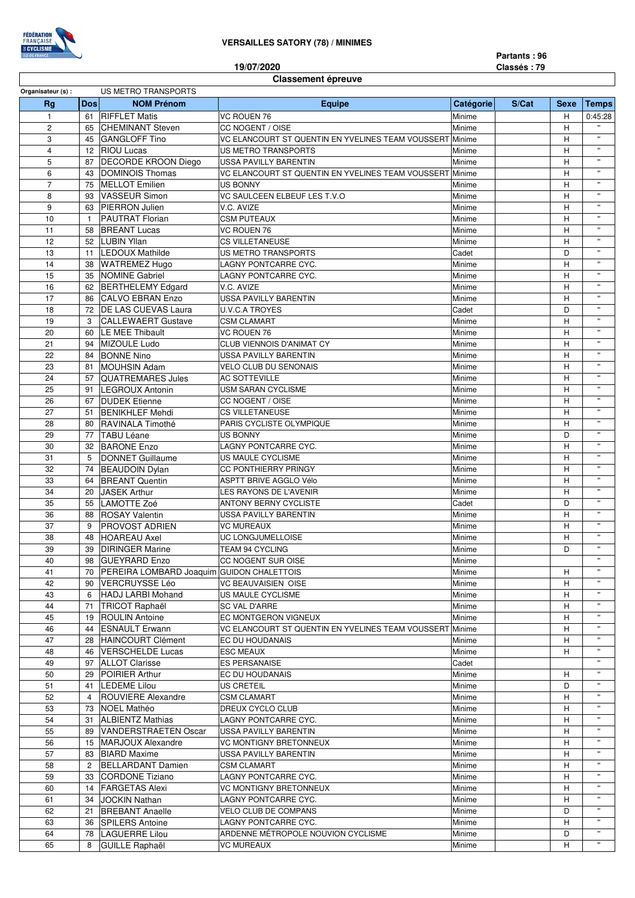**VERSAILLES SATORY (78) / MINIMES**

**19/07/2020**

**Partants : 96**
**Classés : 79**

## Classement épreuve

Organisateur (s) : US METRO TRANSPORTS

| Rg | Dos | NOM Prénom | Equipe | Catégorie | S/Cat | Sexe | Temps |
|---|---|---|---|---|---|---|---|
| 1 | 61 | RIFFLET Matis | VC ROUEN 76 | Minime | | H | 0:45:28 |
| 2 | 65 | CHEMINANT Steven | CC NOGENT / OISE | Minime | | H | " |
| 3 | 45 | GANGLOFF Tino | VC ELANCOURT ST QUENTIN EN YVELINES TEAM VOUSSERT | Minime | | H | " |
| 4 | 12 | RIOU Lucas | US METRO TRANSPORTS | Minime | | H | " |
| 5 | 87 | DECORDE KROON Diego | USSA PAVILLY BARENTIN | Minime | | H | " |
| 6 | 43 | DOMINOIS Thomas | VC ELANCOURT ST QUENTIN EN YVELINES TEAM VOUSSERT | Minime | | H | " |
| 7 | 75 | MELLOT Emilien | US BONNY | Minime | | H | " |
| 8 | 93 | VASSEUR Simon | VC SAULCEEN ELBEUF LES T.V.O | Minime | | H | " |
| 9 | 63 | PIERRON Julien | V.C. AVIZE | Minime | | H | " |
| 10 | 1 | PAUTRAT Florian | CSM PUTEAUX | Minime | | H | " |
| 11 | 58 | BREANT Lucas | VC ROUEN 76 | Minime | | H | " |
| 12 | 52 | LUBIN Yllan | CS VILLETANEUSE | Minime | | H | " |
| 13 | 11 | LEDOUX Mathilde | US METRO TRANSPORTS | Cadet | | D | " |
| 14 | 38 | WATREMEZ Hugo | LAGNY PONTCARRE CYC. | Minime | | H | " |
| 15 | 35 | NOMINE Gabriel | LAGNY PONTCARRE CYC. | Minime | | H | " |
| 16 | 62 | BERTHELEMY Edgard | V.C. AVIZE | Minime | | H | " |
| 17 | 86 | CALVO EBRAN Enzo | USSA PAVILLY BARENTIN | Minime | | H | " |
| 18 | 72 | DE LAS CUEVAS Laura | U.V.C.A TROYES | Cadet | | D | " |
| 19 | 3 | CALLEWAERT Gustave | CSM CLAMART | Minime | | H | " |
| 20 | 60 | LE MEE Thibault | VC ROUEN 76 | Minime | | H | " |
| 21 | 94 | MIZOULE Ludo | CLUB VIENNOIS D'ANIMAT CY | Minime | | H | " |
| 22 | 84 | BONNE Nino | USSA PAVILLY BARENTIN | Minime | | H | " |
| 23 | 81 | MOUHSIN Adam | VELO CLUB DU SENONAIS | Minime | | H | " |
| 24 | 57 | QUATREMARES Jules | AC SOTTEVILLE | Minime | | H | " |
| 25 | 91 | LEGROUX Antonin | USM SARAN CYCLISME | Minime | | H | " |
| 26 | 67 | DUDEK Etienne | CC NOGENT / OISE | Minime | | H | " |
| 27 | 51 | BENIKHLEF Mehdi | CS VILLETANEUSE | Minime | | H | " |
| 28 | 80 | RAVINALA Timothé | PARIS CYCLISTE OLYMPIQUE | Minime | | H | " |
| 29 | 77 | TABU Léane | US BONNY | Minime | | D | " |
| 30 | 32 | BARONE Enzo | LAGNY PONTCARRE CYC. | Minime | | H | " |
| 31 | 5 | DONNET Guillaume | US MAULE CYCLISME | Minime | | H | " |
| 32 | 74 | BEAUDOIN Dylan | CC PONTHIERRY PRINGY | Minime | | H | " |
| 33 | 64 | BREANT Quentin | ASPTT BRIVE AGGLO Vélo | Minime | | H | " |
| 34 | 20 | JASEK Arthur | LES RAYONS DE L'AVENIR | Minime | | H | " |
| 35 | 55 | LAMOTTE Zoé | ANTONY BERNY CYCLISTE | Cadet | | D | " |
| 36 | 88 | ROSAY Valentin | USSA PAVILLY BARENTIN | Minime | | H | " |
| 37 | 9 | PROVOST ADRIEN | VC MUREAUX | Minime | | H | " |
| 38 | 48 | HOAREAU Axel | UC LONGJUMELLOISE | Minime | | H | " |
| 39 | 39 | DIRINGER Marine | TEAM 94 CYCLING | Minime | | D | " |
| 40 | 98 | GUEYRARD Enzo | CC NOGENT SUR OISE | Minime | | | " |
| 41 | 70 | PEREIRA LOMBARD Joaquim | GUIDON CHALETTOIS | Minime | | H | " |
| 42 | 90 | VERCRUYSSE Léo | VC BEAUVAISIEN OISE | Minime | | H | " |
| 43 | 6 | HADJ LARBI Mohand | US MAULE CYCLISME | Minime | | H | " |
| 44 | 71 | TRICOT Raphaël | SC VAL D'ARRE | Minime | | H | " |
| 45 | 19 | ROULIN Antoine | EC MONTGERON VIGNEUX | Minime | | H | " |
| 46 | 44 | ESNAULT Erwann | VC ELANCOURT ST QUENTIN EN YVELINES TEAM VOUSSERT | Minime | | H | " |
| 47 | 28 | HAINCOURT Clément | EC DU HOUDANAIS | Minime | | H | " |
| 48 | 46 | VERSCHELDE Lucas | ESC MEAUX | Minime | | H | " |
| 49 | 97 | ALLOT Clarisse | ES PERSANAISE | Cadet | | | " |
| 50 | 29 | POIRIER Arthur | EC DU HOUDANAIS | Minime | | H | " |
| 51 | 41 | LEDEME Lilou | US CRETEIL | Minime | | D | " |
| 52 | 4 | ROUVIERE Alexandre | CSM CLAMART | Minime | | H | " |
| 53 | 73 | NOEL Mathéo | DREUX CYCLO CLUB | Minime | | H | " |
| 54 | 31 | ALBIENTZ Mathias | LAGNY PONTCARRE CYC. | Minime | | H | " |
| 55 | 89 | VANDERSTRAETEN Oscar | USSA PAVILLY BARENTIN | Minime | | H | " |
| 56 | 15 | MARJOUX Alexandre | VC MONTIGNY BRETONNEUX | Minime | | H | " |
| 57 | 83 | BIARD Maxime | USSA PAVILLY BARENTIN | Minime | | H | " |
| 58 | 2 | BELLARDANT Damien | CSM CLAMART | Minime | | H | " |
| 59 | 33 | CORDONE Tiziano | LAGNY PONTCARRE CYC. | Minime | | H | " |
| 60 | 14 | FARGETAS Alexi | VC MONTIGNY BRETONNEUX | Minime | | H | " |
| 61 | 34 | JOCKIN Nathan | LAGNY PONTCARRE CYC. | Minime | | H | " |
| 62 | 21 | BREBANT Anaelle | VELO CLUB DE COMPANS | Minime | | D | " |
| 63 | 36 | SPILERS Antoine | LAGNY PONTCARRE CYC. | Minime | | H | " |
| 64 | 78 | LAGUERRE Lilou | ARDENNE MÉTROPOLE NOUVION CYCLISME | Minime | | D | " |
| 65 | 8 | GUILLE Raphaël | VC MUREAUX | Minime | | H | " |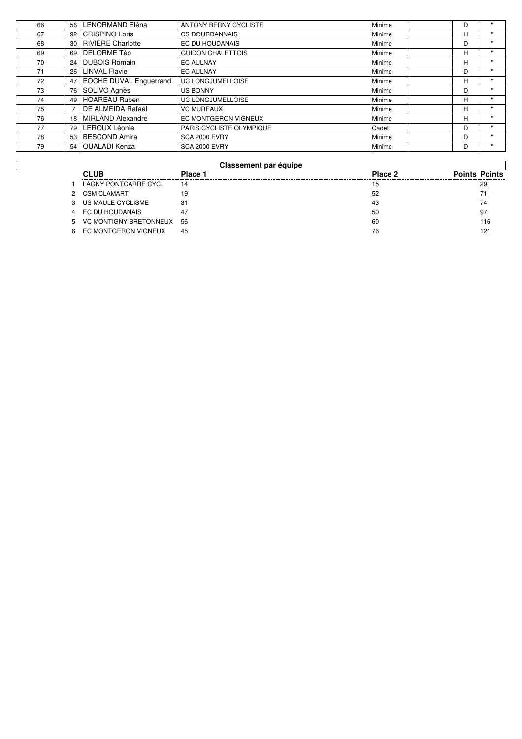| | | | | | | | |
|---|---|---|---|---|---|---|---|
| 66 | 56 | LENORMAND Eléna | ANTONY BERNY CYCLISTE | Minime | | D | " |
| 67 | 92 | CRISPINO Loris | CS DOURDANNAIS | Minime | | H | " |
| 68 | 30 | RIVIERE Charlotte | EC DU HOUDANAIS | Minime | | D | " |
| 69 | 69 | DELORME Téo | GUIDON CHALETTOIS | Minime | | H | " |
| 70 | 24 | DUBOIS Romain | EC AULNAY | Minime | | H | " |
| 71 | 26 | LINVAL Flavie | EC AULNAY | Minime | | D | " |
| 72 | 47 | EOCHE DUVAL Enguerrand | UC LONGJUMELLOISE | Minime | | H | " |
| 73 | 76 | SOLIVO Agnès | US BONNY | Minime | | D | " |
| 74 | 49 | HOAREAU Ruben | UC LONGJUMELLOISE | Minime | | H | " |
| 75 | 7 | DE ALMEIDA Rafael | VC MUREAUX | Minime | | H | " |
| 76 | 18 | MIRLAND Alexandre | EC MONTGERON VIGNEUX | Minime | | H | " |
| 77 | 79 | LEROUX Léonie | PARIS CYCLISTE OLYMPIQUE | Cadet | | D | " |
| 78 | 53 | BESCOND Amira | SCA 2000 EVRY | Minime | | D | " |
| 79 | 54 | OUALADI Kenza | SCA 2000 EVRY | Minime | | D | " |

**Classement par équipe**

| | CLUB | Place 1 | Place 2 | Points Points |
|---|---|---|---|---|
| 1 | LAGNY PONTCARRE CYC. | 14 | 15 | 29 |
| 2 | CSM CLAMART | 19 | 52 | 71 |
| 3 | US MAULE CYCLISME | 31 | 43 | 74 |
| 4 | EC DU HOUDANAIS | 47 | 50 | 97 |
| 5 | VC MONTIGNY BRETONNEUX | 56 | 60 | 116 |
| 6 | EC MONTGERON VIGNEUX | 45 | 76 | 121 |